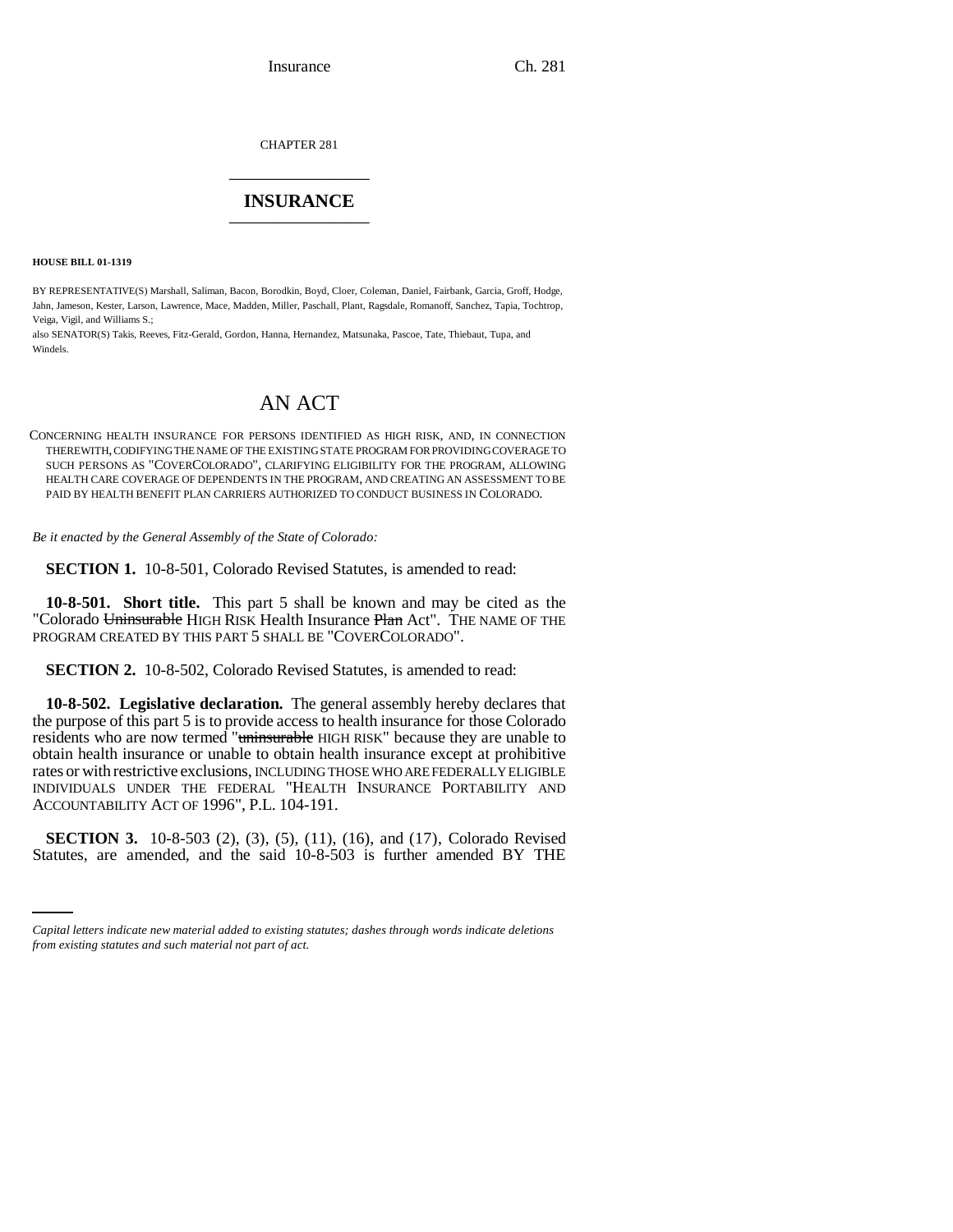CHAPTER 281

# INSURANCE

**HOUSE BILL 01-1319**

BY REPRESENTATIVE(S) Marshall, Saliman, Bacon, Borodkin, Boyd, Cloer, Coleman, Daniel, Fairbank, Garcia, Groff, Hodge, Jahn, Jameson, Kester, Larson, Lawrence, Mace, Madden, Miller, Paschall, Plant, Ragsdale, Romanoff, Sanchez, Tapia, Tochtrop, Veiga, Vigil, and Williams S.;
also SENATOR(S) Takis, Reeves, Fitz-Gerald, Gordon, Hanna, Hernandez, Matsunaka, Pascoe, Tate, Thiebaut, Tupa, and Windels.

## AN ACT

CONCERNING HEALTH INSURANCE FOR PERSONS IDENTIFIED AS HIGH RISK, AND, IN CONNECTION THEREWITH, CODIFYING THE NAME OF THE EXISTING STATE PROGRAM FOR PROVIDING COVERAGE TO SUCH PERSONS AS "COVERCOLORADO", CLARIFYING ELIGIBILITY FOR THE PROGRAM, ALLOWING HEALTH CARE COVERAGE OF DEPENDENTS IN THE PROGRAM, AND CREATING AN ASSESSMENT TO BE PAID BY HEALTH BENEFIT PLAN CARRIERS AUTHORIZED TO CONDUCT BUSINESS IN COLORADO.

*Be it enacted by the General Assembly of the State of Colorado:*

**SECTION 1.** 10-8-501, Colorado Revised Statutes, is amended to read:

**10-8-501. Short title.** This part 5 shall be known and may be cited as the "Colorado ~~Uninsurable~~ HIGH RISK Health Insurance ~~Plan~~ Act". THE NAME OF THE PROGRAM CREATED BY THIS PART 5 SHALL BE "COVERCOLORADO".

**SECTION 2.** 10-8-502, Colorado Revised Statutes, is amended to read:

**10-8-502. Legislative declaration.** The general assembly hereby declares that the purpose of this part 5 is to provide access to health insurance for those Colorado residents who are now termed "~~uninsurable~~ HIGH RISK" because they are unable to obtain health insurance or unable to obtain health insurance except at prohibitive rates or with restrictive exclusions, INCLUDING THOSE WHO ARE FEDERALLY ELIGIBLE INDIVIDUALS UNDER THE FEDERAL "HEALTH INSURANCE PORTABILITY AND ACCOUNTABILITY ACT OF 1996", P.L. 104-191.

**SECTION 3.** 10-8-503 (2), (3), (5), (11), (16), and (17), Colorado Revised Statutes, are amended, and the said 10-8-503 is further amended BY THE

*Capital letters indicate new material added to existing statutes; dashes through words indicate deletions from existing statutes and such material not part of act.*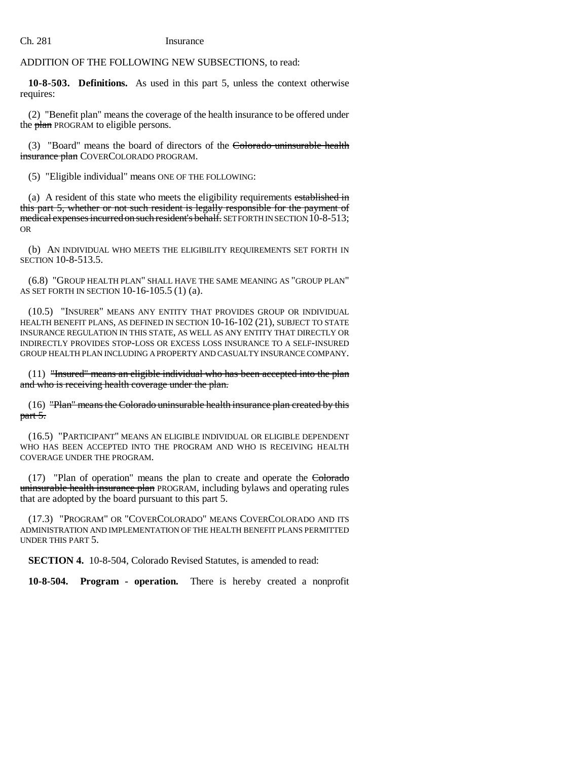ADDITION OF THE FOLLOWING NEW SUBSECTIONS, to read:

**10-8-503. Definitions.** As used in this part 5, unless the context otherwise requires:

(2) "Benefit plan" means the coverage of the health insurance to be offered under the ~~plan~~ PROGRAM to eligible persons.

(3) "Board" means the board of directors of the ~~Colorado uninsurable health insurance plan~~ COVERCOLORADO PROGRAM.

(5) "Eligible individual" means ONE OF THE FOLLOWING:

(a) A resident of this state who meets the eligibility requirements ~~established in this part 5, whether or not such resident is legally responsible for the payment of medical expenses incurred on such resident's behalf.~~ SET FORTH IN SECTION 10-8-513; OR

(b) AN INDIVIDUAL WHO MEETS THE ELIGIBILITY REQUIREMENTS SET FORTH IN SECTION 10-8-513.5.

(6.8) "GROUP HEALTH PLAN" SHALL HAVE THE SAME MEANING AS "GROUP PLAN" AS SET FORTH IN SECTION 10-16-105.5 (1) (a).

(10.5) "INSURER" MEANS ANY ENTITY THAT PROVIDES GROUP OR INDIVIDUAL HEALTH BENEFIT PLANS, AS DEFINED IN SECTION 10-16-102 (21), SUBJECT TO STATE INSURANCE REGULATION IN THIS STATE, AS WELL AS ANY ENTITY THAT DIRECTLY OR INDIRECTLY PROVIDES STOP-LOSS OR EXCESS LOSS INSURANCE TO A SELF-INSURED GROUP HEALTH PLAN INCLUDING A PROPERTY AND CASUALTY INSURANCE COMPANY.

(11) ~~"Insured" means an eligible individual who has been accepted into the plan and who is receiving health coverage under the plan.~~

(16) ~~"Plan" means the Colorado uninsurable health insurance plan created by this part 5.~~

(16.5) "PARTICIPANT" MEANS AN ELIGIBLE INDIVIDUAL OR ELIGIBLE DEPENDENT WHO HAS BEEN ACCEPTED INTO THE PROGRAM AND WHO IS RECEIVING HEALTH COVERAGE UNDER THE PROGRAM.

(17) "Plan of operation" means the plan to create and operate the ~~Colorado uninsurable health insurance plan~~ PROGRAM, including bylaws and operating rules that are adopted by the board pursuant to this part 5.

(17.3) "PROGRAM" OR "COVERCOLORADO" MEANS COVERCOLORADO AND ITS ADMINISTRATION AND IMPLEMENTATION OF THE HEALTH BENEFIT PLANS PERMITTED UNDER THIS PART 5.

**SECTION 4.** 10-8-504, Colorado Revised Statutes, is amended to read:

**10-8-504. Program - operation.** There is hereby created a nonprofit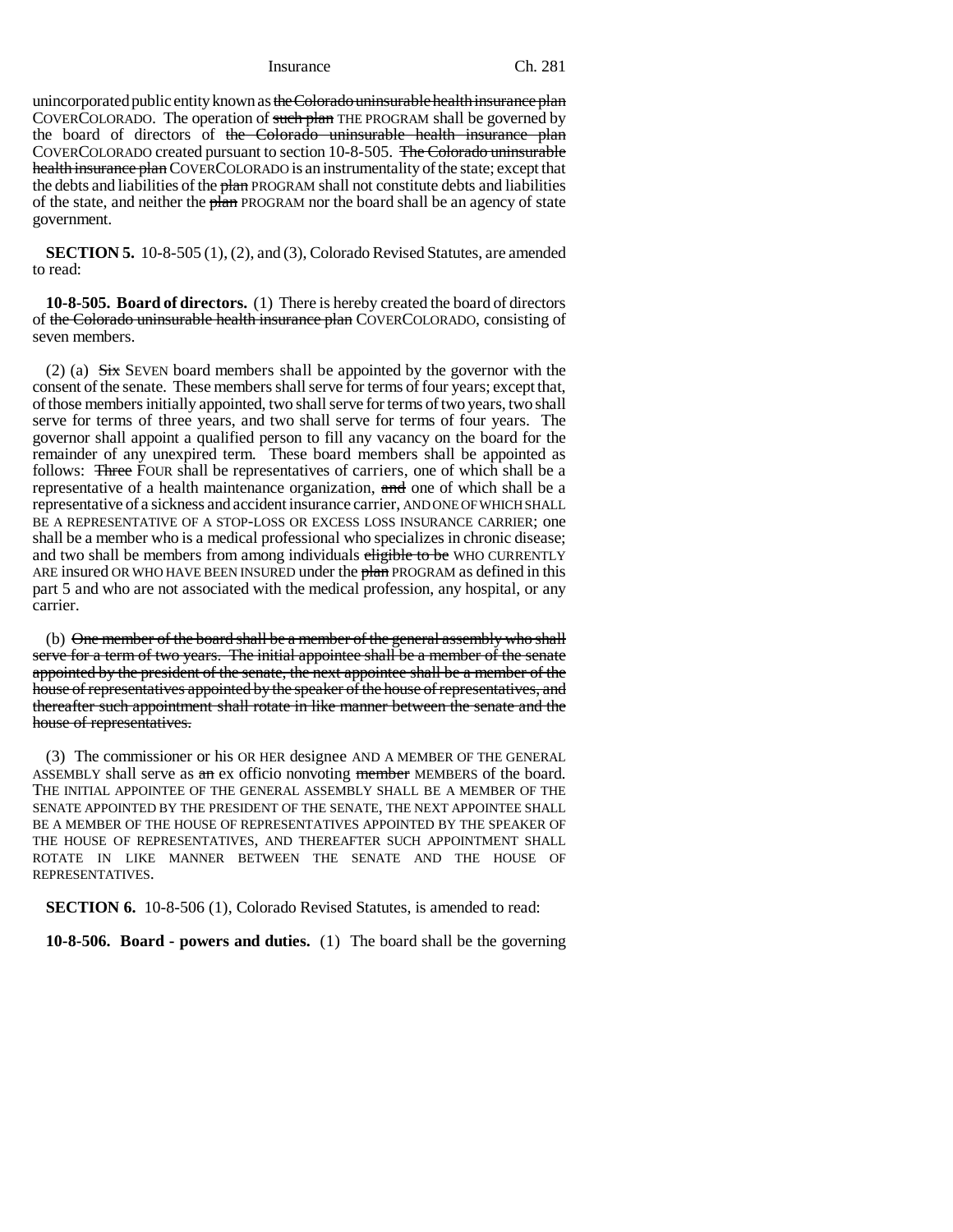unincorporated public entity known as ~~the Colorado uninsurable health insurance plan~~ COVERCOLORADO. The operation of ~~such plan~~ THE PROGRAM shall be governed by the board of directors of ~~the Colorado uninsurable health insurance plan~~ COVERCOLORADO created pursuant to section 10-8-505. ~~The Colorado uninsurable health insurance plan~~ COVERCOLORADO is an instrumentality of the state; except that the debts and liabilities of the ~~plan~~ PROGRAM shall not constitute debts and liabilities of the state, and neither the ~~plan~~ PROGRAM nor the board shall be an agency of state government.

**SECTION 5.** 10-8-505 (1), (2), and (3), Colorado Revised Statutes, are amended to read:

**10-8-505. Board of directors.** (1) There is hereby created the board of directors of ~~the Colorado uninsurable health insurance plan~~ COVERCOLORADO, consisting of seven members.

(2) (a) ~~Six~~ SEVEN board members shall be appointed by the governor with the consent of the senate. These members shall serve for terms of four years; except that, of those members initially appointed, two shall serve for terms of two years, two shall serve for terms of three years, and two shall serve for terms of four years. The governor shall appoint a qualified person to fill any vacancy on the board for the remainder of any unexpired term. These board members shall be appointed as follows: ~~Three~~ FOUR shall be representatives of carriers, one of which shall be a representative of a health maintenance organization, ~~and~~ one of which shall be a representative of a sickness and accident insurance carrier, AND ONE OF WHICH SHALL BE A REPRESENTATIVE OF A STOP-LOSS OR EXCESS LOSS INSURANCE CARRIER; one shall be a member who is a medical professional who specializes in chronic disease; and two shall be members from among individuals ~~eligible to be~~ WHO CURRENTLY ARE insured OR WHO HAVE BEEN INSURED under the ~~plan~~ PROGRAM as defined in this part 5 and who are not associated with the medical profession, any hospital, or any carrier.

(b) ~~One member of the board shall be a member of the general assembly who shall serve for a term of two years. The initial appointee shall be a member of the senate appointed by the president of the senate, the next appointee shall be a member of the house of representatives appointed by the speaker of the house of representatives, and thereafter such appointment shall rotate in like manner between the senate and the house of representatives.~~

(3) The commissioner or his OR HER designee AND A MEMBER OF THE GENERAL ASSEMBLY shall serve as ~~an~~ ex officio nonvoting ~~member~~ MEMBERS of the board. THE INITIAL APPOINTEE OF THE GENERAL ASSEMBLY SHALL BE A MEMBER OF THE SENATE APPOINTED BY THE PRESIDENT OF THE SENATE, THE NEXT APPOINTEE SHALL BE A MEMBER OF THE HOUSE OF REPRESENTATIVES APPOINTED BY THE SPEAKER OF THE HOUSE OF REPRESENTATIVES, AND THEREAFTER SUCH APPOINTMENT SHALL ROTATE IN LIKE MANNER BETWEEN THE SENATE AND THE HOUSE OF REPRESENTATIVES.

**SECTION 6.** 10-8-506 (1), Colorado Revised Statutes, is amended to read:

**10-8-506. Board - powers and duties.** (1) The board shall be the governing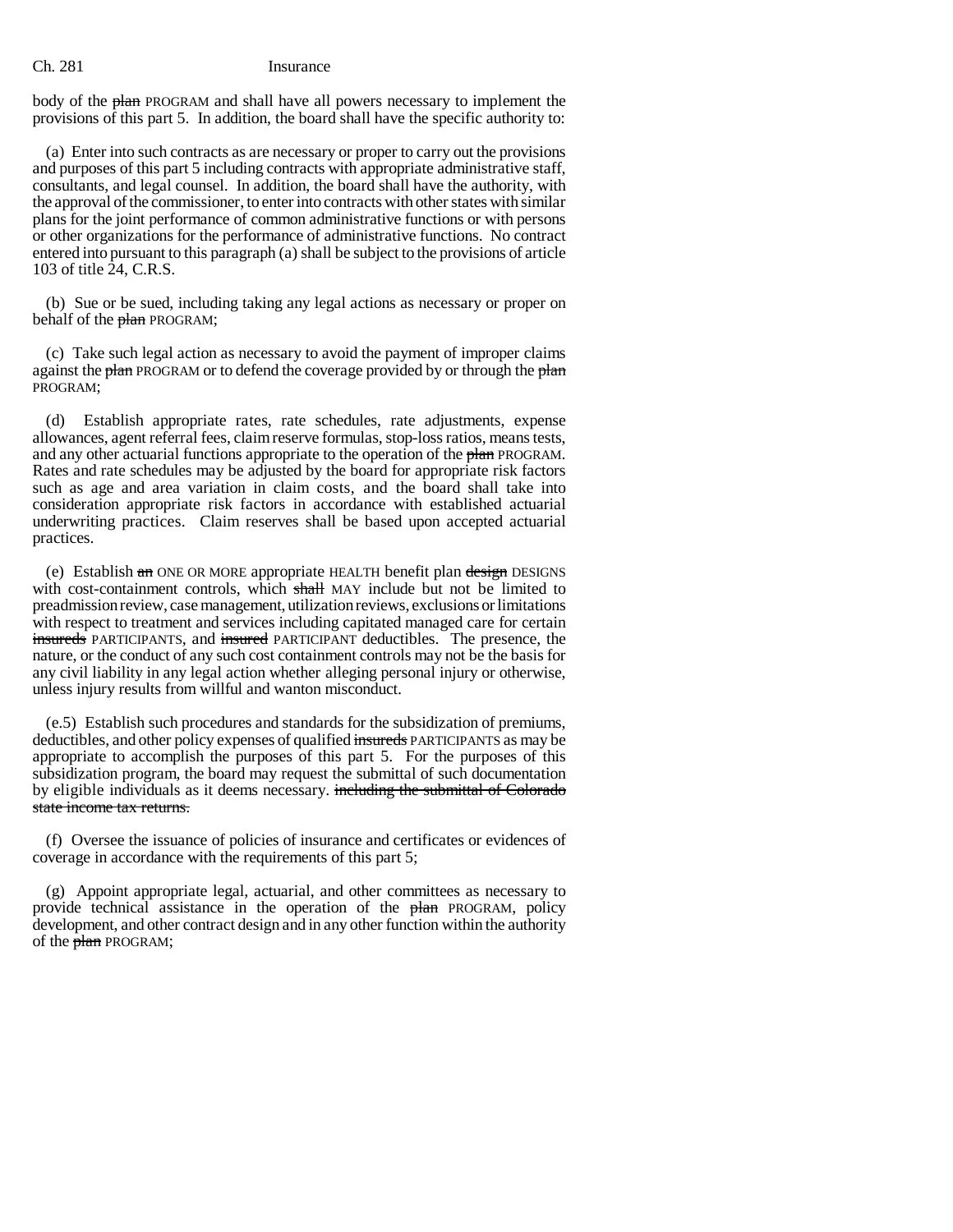body of the ~~plan~~ PROGRAM and shall have all powers necessary to implement the provisions of this part 5. In addition, the board shall have the specific authority to:

(a) Enter into such contracts as are necessary or proper to carry out the provisions and purposes of this part 5 including contracts with appropriate administrative staff, consultants, and legal counsel. In addition, the board shall have the authority, with the approval of the commissioner, to enter into contracts with other states with similar plans for the joint performance of common administrative functions or with persons or other organizations for the performance of administrative functions. No contract entered into pursuant to this paragraph (a) shall be subject to the provisions of article 103 of title 24, C.R.S.

(b) Sue or be sued, including taking any legal actions as necessary or proper on behalf of the ~~plan~~ PROGRAM;

(c) Take such legal action as necessary to avoid the payment of improper claims against the ~~plan~~ PROGRAM or to defend the coverage provided by or through the ~~plan~~ PROGRAM;

(d) Establish appropriate rates, rate schedules, rate adjustments, expense allowances, agent referral fees, claim reserve formulas, stop-loss ratios, means tests, and any other actuarial functions appropriate to the operation of the ~~plan~~ PROGRAM. Rates and rate schedules may be adjusted by the board for appropriate risk factors such as age and area variation in claim costs, and the board shall take into consideration appropriate risk factors in accordance with established actuarial underwriting practices. Claim reserves shall be based upon accepted actuarial practices.

(e) Establish ~~an~~ ONE OR MORE appropriate HEALTH benefit plan ~~design~~ DESIGNS with cost-containment controls, which ~~shall~~ MAY include but not be limited to preadmission review, case management, utilization reviews, exclusions or limitations with respect to treatment and services including capitated managed care for certain ~~insureds~~ PARTICIPANTS, and ~~insured~~ PARTICIPANT deductibles. The presence, the nature, or the conduct of any such cost containment controls may not be the basis for any civil liability in any legal action whether alleging personal injury or otherwise, unless injury results from willful and wanton misconduct.

(e.5) Establish such procedures and standards for the subsidization of premiums, deductibles, and other policy expenses of qualified ~~insureds~~ PARTICIPANTS as may be appropriate to accomplish the purposes of this part 5. For the purposes of this subsidization program, the board may request the submittal of such documentation by eligible individuals as it deems necessary. ~~including the submittal of Colorado state income tax returns.~~

(f) Oversee the issuance of policies of insurance and certificates or evidences of coverage in accordance with the requirements of this part 5;

(g) Appoint appropriate legal, actuarial, and other committees as necessary to provide technical assistance in the operation of the ~~plan~~ PROGRAM, policy development, and other contract design and in any other function within the authority of the ~~plan~~ PROGRAM;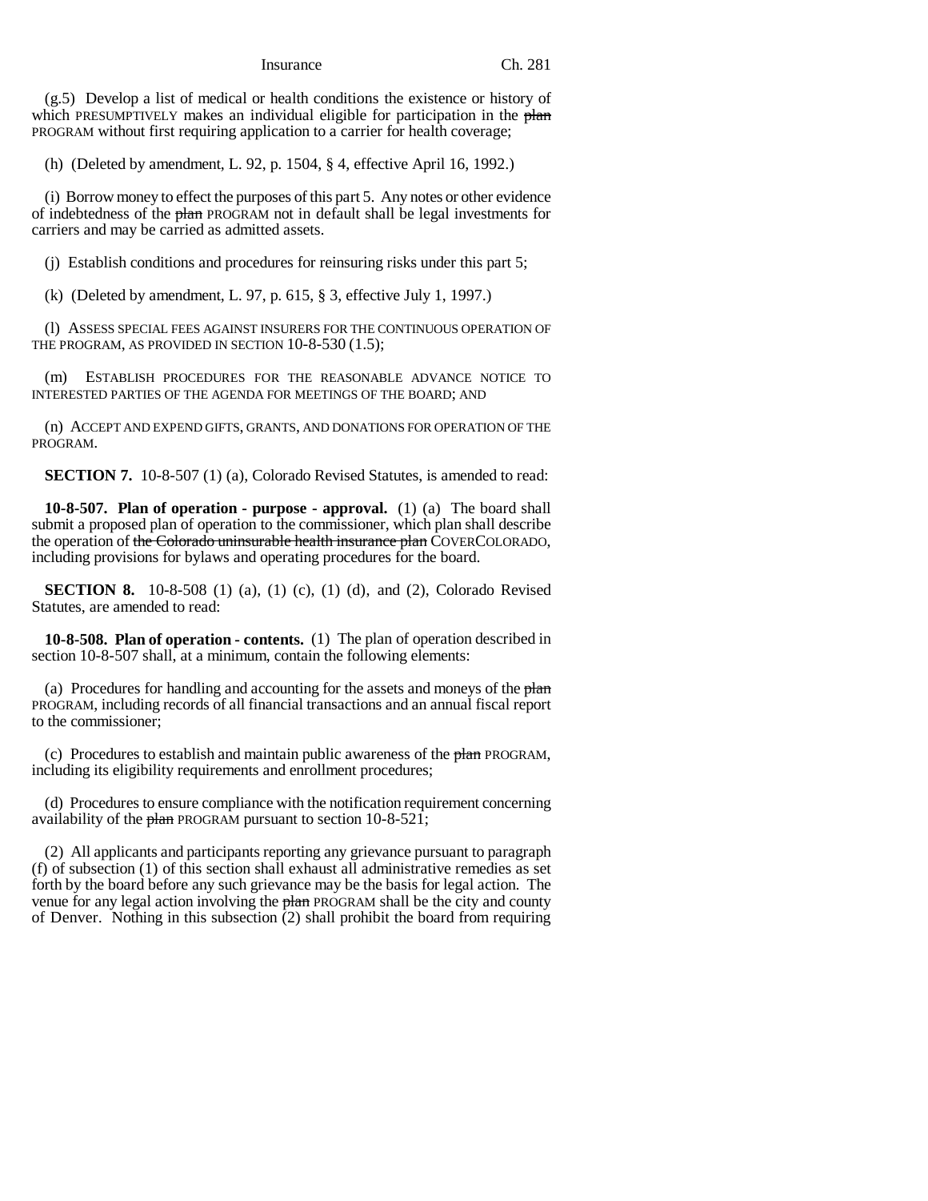(g.5) Develop a list of medical or health conditions the existence or history of which PRESUMPTIVELY makes an individual eligible for participation in the ~~plan~~ PROGRAM without first requiring application to a carrier for health coverage;

(h) (Deleted by amendment, L. 92, p. 1504, § 4, effective April 16, 1992.)

(i) Borrow money to effect the purposes of this part 5. Any notes or other evidence of indebtedness of the ~~plan~~ PROGRAM not in default shall be legal investments for carriers and may be carried as admitted assets.

(j) Establish conditions and procedures for reinsuring risks under this part 5;

(k) (Deleted by amendment, L. 97, p. 615, § 3, effective July 1, 1997.)

(l) ASSESS SPECIAL FEES AGAINST INSURERS FOR THE CONTINUOUS OPERATION OF THE PROGRAM, AS PROVIDED IN SECTION 10-8-530 (1.5);

(m) ESTABLISH PROCEDURES FOR THE REASONABLE ADVANCE NOTICE TO INTERESTED PARTIES OF THE AGENDA FOR MEETINGS OF THE BOARD; AND

(n) ACCEPT AND EXPEND GIFTS, GRANTS, AND DONATIONS FOR OPERATION OF THE PROGRAM.

**SECTION 7.** 10-8-507 (1) (a), Colorado Revised Statutes, is amended to read:

**10-8-507. Plan of operation - purpose - approval.** (1) (a) The board shall submit a proposed plan of operation to the commissioner, which plan shall describe the operation of ~~the Colorado uninsurable health insurance plan~~ COVERCOLORADO, including provisions for bylaws and operating procedures for the board.

**SECTION 8.** 10-8-508 (1) (a), (1) (c), (1) (d), and (2), Colorado Revised Statutes, are amended to read:

**10-8-508. Plan of operation - contents.** (1) The plan of operation described in section 10-8-507 shall, at a minimum, contain the following elements:

(a) Procedures for handling and accounting for the assets and moneys of the ~~plan~~ PROGRAM, including records of all financial transactions and an annual fiscal report to the commissioner;

(c) Procedures to establish and maintain public awareness of the ~~plan~~ PROGRAM, including its eligibility requirements and enrollment procedures;

(d) Procedures to ensure compliance with the notification requirement concerning availability of the ~~plan~~ PROGRAM pursuant to section 10-8-521;

(2) All applicants and participants reporting any grievance pursuant to paragraph (f) of subsection (1) of this section shall exhaust all administrative remedies as set forth by the board before any such grievance may be the basis for legal action. The venue for any legal action involving the ~~plan~~ PROGRAM shall be the city and county of Denver. Nothing in this subsection (2) shall prohibit the board from requiring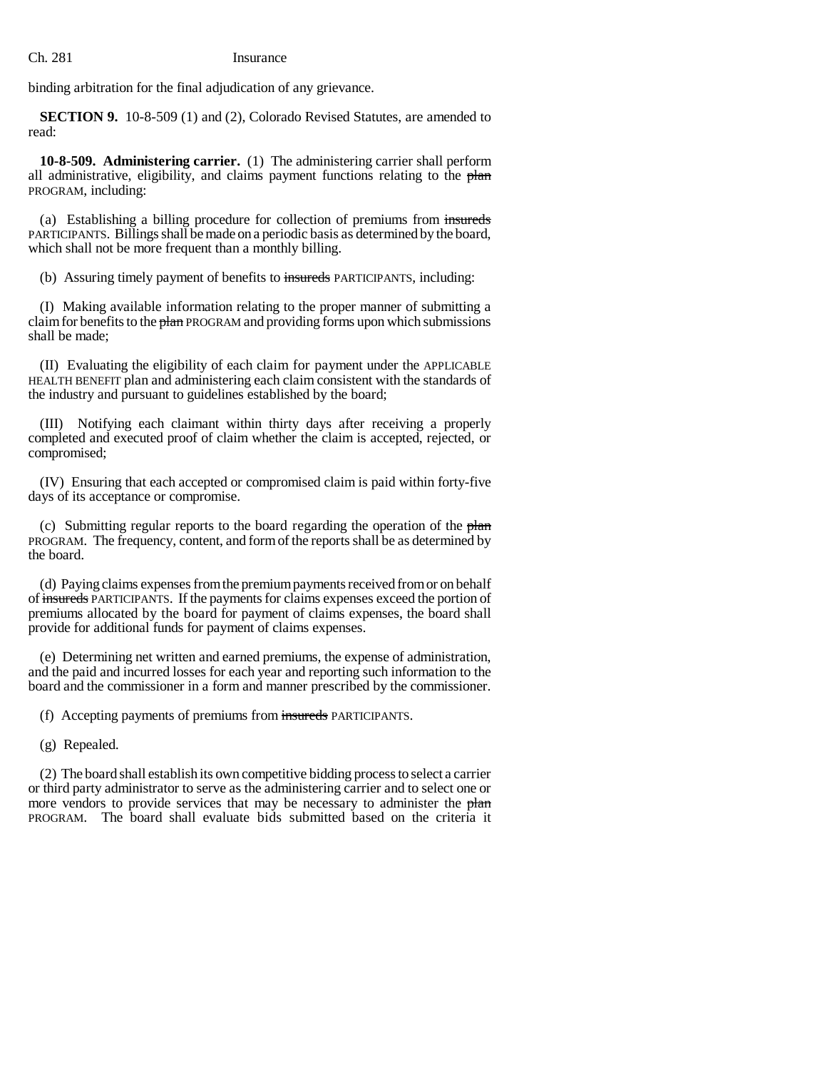binding arbitration for the final adjudication of any grievance.

**SECTION 9.** 10-8-509 (1) and (2), Colorado Revised Statutes, are amended to read:

**10-8-509. Administering carrier.** (1) The administering carrier shall perform all administrative, eligibility, and claims payment functions relating to the ~~plan~~ PROGRAM, including:

(a) Establishing a billing procedure for collection of premiums from ~~insureds~~ PARTICIPANTS. Billings shall be made on a periodic basis as determined by the board, which shall not be more frequent than a monthly billing.

(b) Assuring timely payment of benefits to ~~insureds~~ PARTICIPANTS, including:

(I) Making available information relating to the proper manner of submitting a claim for benefits to the ~~plan~~ PROGRAM and providing forms upon which submissions shall be made;

(II) Evaluating the eligibility of each claim for payment under the APPLICABLE HEALTH BENEFIT plan and administering each claim consistent with the standards of the industry and pursuant to guidelines established by the board;

(III) Notifying each claimant within thirty days after receiving a properly completed and executed proof of claim whether the claim is accepted, rejected, or compromised;

(IV) Ensuring that each accepted or compromised claim is paid within forty-five days of its acceptance or compromise.

(c) Submitting regular reports to the board regarding the operation of the ~~plan~~ PROGRAM. The frequency, content, and form of the reports shall be as determined by the board.

(d) Paying claims expenses from the premium payments received from or on behalf of ~~insureds~~ PARTICIPANTS. If the payments for claims expenses exceed the portion of premiums allocated by the board for payment of claims expenses, the board shall provide for additional funds for payment of claims expenses.

(e) Determining net written and earned premiums, the expense of administration, and the paid and incurred losses for each year and reporting such information to the board and the commissioner in a form and manner prescribed by the commissioner.

(f) Accepting payments of premiums from ~~insureds~~ PARTICIPANTS.

(g) Repealed.

(2) The board shall establish its own competitive bidding process to select a carrier or third party administrator to serve as the administering carrier and to select one or more vendors to provide services that may be necessary to administer the ~~plan~~ PROGRAM. The board shall evaluate bids submitted based on the criteria it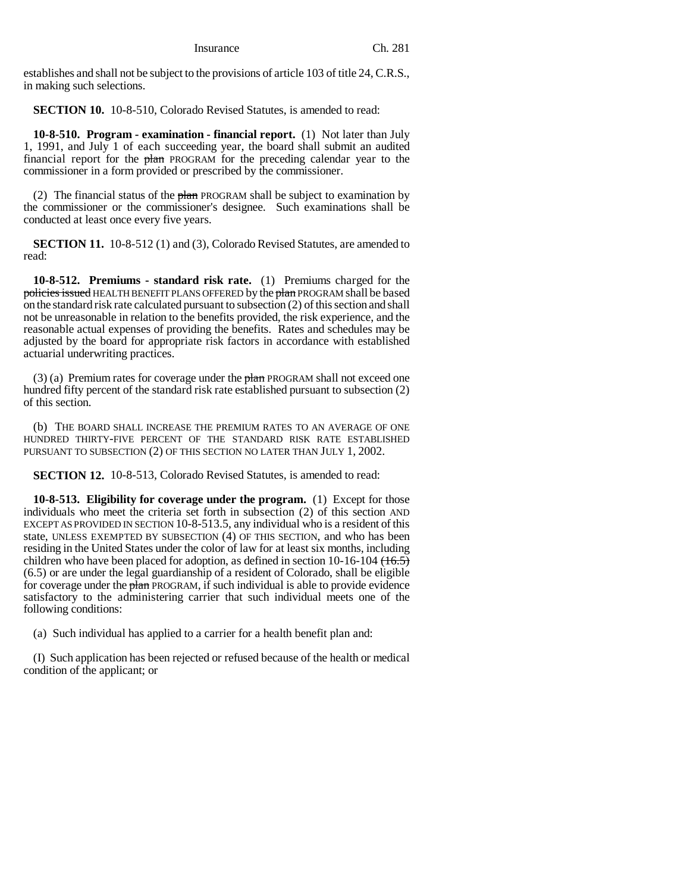establishes and shall not be subject to the provisions of article 103 of title 24, C.R.S., in making such selections.

**SECTION 10.** 10-8-510, Colorado Revised Statutes, is amended to read:

**10-8-510. Program - examination - financial report.** (1) Not later than July 1, 1991, and July 1 of each succeeding year, the board shall submit an audited financial report for the ~~plan~~ PROGRAM for the preceding calendar year to the commissioner in a form provided or prescribed by the commissioner.

(2) The financial status of the ~~plan~~ PROGRAM shall be subject to examination by the commissioner or the commissioner's designee. Such examinations shall be conducted at least once every five years.

**SECTION 11.** 10-8-512 (1) and (3), Colorado Revised Statutes, are amended to read:

**10-8-512. Premiums - standard risk rate.** (1) Premiums charged for the ~~policies issued~~ HEALTH BENEFIT PLANS OFFERED by the ~~plan~~ PROGRAM shall be based on the standard risk rate calculated pursuant to subsection (2) of this section and shall not be unreasonable in relation to the benefits provided, the risk experience, and the reasonable actual expenses of providing the benefits. Rates and schedules may be adjusted by the board for appropriate risk factors in accordance with established actuarial underwriting practices.

(3) (a) Premium rates for coverage under the ~~plan~~ PROGRAM shall not exceed one hundred fifty percent of the standard risk rate established pursuant to subsection (2) of this section.

(b) THE BOARD SHALL INCREASE THE PREMIUM RATES TO AN AVERAGE OF ONE HUNDRED THIRTY-FIVE PERCENT OF THE STANDARD RISK RATE ESTABLISHED PURSUANT TO SUBSECTION (2) OF THIS SECTION NO LATER THAN JULY 1, 2002.

**SECTION 12.** 10-8-513, Colorado Revised Statutes, is amended to read:

**10-8-513. Eligibility for coverage under the program.** (1) Except for those individuals who meet the criteria set forth in subsection (2) of this section AND EXCEPT AS PROVIDED IN SECTION 10-8-513.5, any individual who is a resident of this state, UNLESS EXEMPTED BY SUBSECTION (4) OF THIS SECTION, and who has been residing in the United States under the color of law for at least six months, including children who have been placed for adoption, as defined in section 10-16-104 ~~(16.5)~~ (6.5) or are under the legal guardianship of a resident of Colorado, shall be eligible for coverage under the ~~plan~~ PROGRAM, if such individual is able to provide evidence satisfactory to the administering carrier that such individual meets one of the following conditions:

(a) Such individual has applied to a carrier for a health benefit plan and:

(I) Such application has been rejected or refused because of the health or medical condition of the applicant; or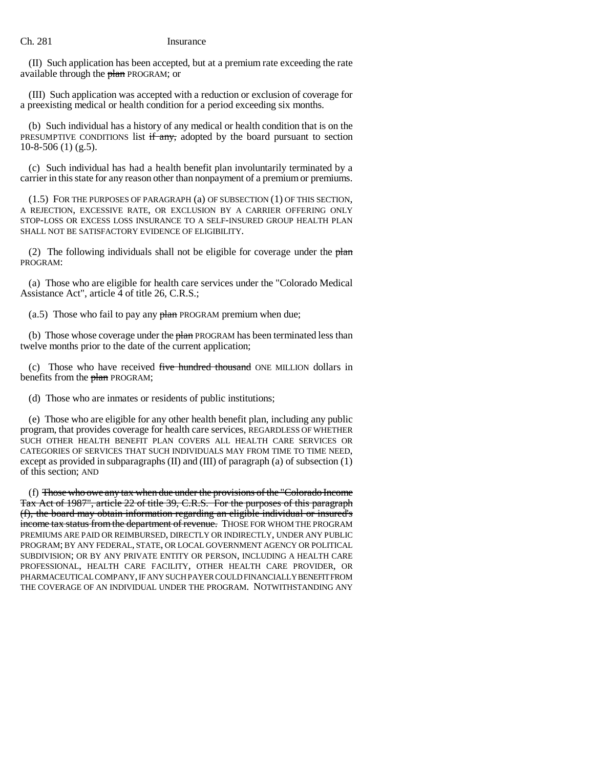(II) Such application has been accepted, but at a premium rate exceeding the rate available through the ~~plan~~ PROGRAM; or

(III) Such application was accepted with a reduction or exclusion of coverage for a preexisting medical or health condition for a period exceeding six months.

(b) Such individual has a history of any medical or health condition that is on the PRESUMPTIVE CONDITIONS list ~~if any,~~ adopted by the board pursuant to section 10-8-506 (1) (g.5).

(c) Such individual has had a health benefit plan involuntarily terminated by a carrier in this state for any reason other than nonpayment of a premium or premiums.

(1.5) FOR THE PURPOSES OF PARAGRAPH (a) OF SUBSECTION (1) OF THIS SECTION, A REJECTION, EXCESSIVE RATE, OR EXCLUSION BY A CARRIER OFFERING ONLY STOP-LOSS OR EXCESS LOSS INSURANCE TO A SELF-INSURED GROUP HEALTH PLAN SHALL NOT BE SATISFACTORY EVIDENCE OF ELIGIBILITY.

(2) The following individuals shall not be eligible for coverage under the ~~plan~~ PROGRAM:

(a) Those who are eligible for health care services under the "Colorado Medical Assistance Act", article 4 of title 26, C.R.S.;

(a.5) Those who fail to pay any ~~plan~~ PROGRAM premium when due;

(b) Those whose coverage under the ~~plan~~ PROGRAM has been terminated less than twelve months prior to the date of the current application;

(c) Those who have received ~~five hundred thousand~~ ONE MILLION dollars in benefits from the ~~plan~~ PROGRAM;

(d) Those who are inmates or residents of public institutions;

(e) Those who are eligible for any other health benefit plan, including any public program, that provides coverage for health care services, REGARDLESS OF WHETHER SUCH OTHER HEALTH BENEFIT PLAN COVERS ALL HEALTH CARE SERVICES OR CATEGORIES OF SERVICES THAT SUCH INDIVIDUALS MAY FROM TIME TO TIME NEED, except as provided in subparagraphs (II) and (III) of paragraph (a) of subsection (1) of this section; AND

(f) ~~Those who owe any tax when due under the provisions of the "Colorado Income Tax Act of 1987", article 22 of title 39, C.R.S. For the purposes of this paragraph (f), the board may obtain information regarding an eligible individual or insured's income tax status from the department of revenue.~~ THOSE FOR WHOM THE PROGRAM PREMIUMS ARE PAID OR REIMBURSED, DIRECTLY OR INDIRECTLY, UNDER ANY PUBLIC PROGRAM; BY ANY FEDERAL, STATE, OR LOCAL GOVERNMENT AGENCY OR POLITICAL SUBDIVISION; OR BY ANY PRIVATE ENTITY OR PERSON, INCLUDING A HEALTH CARE PROFESSIONAL, HEALTH CARE FACILITY, OTHER HEALTH CARE PROVIDER, OR PHARMACEUTICAL COMPANY, IF ANY SUCH PAYER COULD FINANCIALLY BENEFIT FROM THE COVERAGE OF AN INDIVIDUAL UNDER THE PROGRAM. NOTWITHSTANDING ANY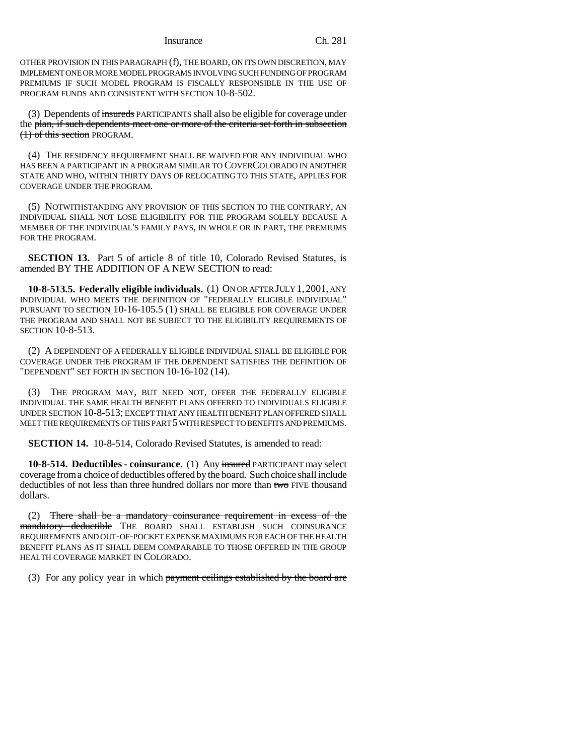OTHER PROVISION IN THIS PARAGRAPH (f), THE BOARD, ON ITS OWN DISCRETION, MAY IMPLEMENT ONE OR MORE MODEL PROGRAMS INVOLVING SUCH FUNDING OF PROGRAM PREMIUMS IF SUCH MODEL PROGRAM IS FISCALLY RESPONSIBLE IN THE USE OF PROGRAM FUNDS AND CONSISTENT WITH SECTION 10-8-502.

(3) Dependents of ~~insureds~~ PARTICIPANTS shall also be eligible for coverage under the ~~plan, if such dependents meet one or more of the criteria set forth in subsection (1) of this section~~ PROGRAM.

(4) THE RESIDENCY REQUIREMENT SHALL BE WAIVED FOR ANY INDIVIDUAL WHO HAS BEEN A PARTICIPANT IN A PROGRAM SIMILAR TO COVERCOLORADO IN ANOTHER STATE AND WHO, WITHIN THIRTY DAYS OF RELOCATING TO THIS STATE, APPLIES FOR COVERAGE UNDER THE PROGRAM.

(5) NOTWITHSTANDING ANY PROVISION OF THIS SECTION TO THE CONTRARY, AN INDIVIDUAL SHALL NOT LOSE ELIGIBILITY FOR THE PROGRAM SOLELY BECAUSE A MEMBER OF THE INDIVIDUAL'S FAMILY PAYS, IN WHOLE OR IN PART, THE PREMIUMS FOR THE PROGRAM.

**SECTION 13.** Part 5 of article 8 of title 10, Colorado Revised Statutes, is amended BY THE ADDITION OF A NEW SECTION to read:

**10-8-513.5. Federally eligible individuals.** (1) ON OR AFTER JULY 1, 2001, ANY INDIVIDUAL WHO MEETS THE DEFINITION OF "FEDERALLY ELIGIBLE INDIVIDUAL" PURSUANT TO SECTION 10-16-105.5 (1) SHALL BE ELIGIBLE FOR COVERAGE UNDER THE PROGRAM AND SHALL NOT BE SUBJECT TO THE ELIGIBILITY REQUIREMENTS OF SECTION 10-8-513.

(2) A DEPENDENT OF A FEDERALLY ELIGIBLE INDIVIDUAL SHALL BE ELIGIBLE FOR COVERAGE UNDER THE PROGRAM IF THE DEPENDENT SATISFIES THE DEFINITION OF "DEPENDENT" SET FORTH IN SECTION 10-16-102 (14).

(3) THE PROGRAM MAY, BUT NEED NOT, OFFER THE FEDERALLY ELIGIBLE INDIVIDUAL THE SAME HEALTH BENEFIT PLANS OFFERED TO INDIVIDUALS ELIGIBLE UNDER SECTION 10-8-513; EXCEPT THAT ANY HEALTH BENEFIT PLAN OFFERED SHALL MEET THE REQUIREMENTS OF THIS PART 5 WITH RESPECT TO BENEFITS AND PREMIUMS.

**SECTION 14.** 10-8-514, Colorado Revised Statutes, is amended to read:

**10-8-514. Deductibles - coinsurance.** (1) Any ~~insured~~ PARTICIPANT may select coverage from a choice of deductibles offered by the board. Such choice shall include deductibles of not less than three hundred dollars nor more than ~~two~~ FIVE thousand dollars.

(2) ~~There shall be a mandatory coinsurance requirement in excess of the mandatory deductible~~ THE BOARD SHALL ESTABLISH SUCH COINSURANCE REQUIREMENTS AND OUT-OF-POCKET EXPENSE MAXIMUMS FOR EACH OF THE HEALTH BENEFIT PLANS AS IT SHALL DEEM COMPARABLE TO THOSE OFFERED IN THE GROUP HEALTH COVERAGE MARKET IN COLORADO.

(3) For any policy year in which ~~payment ceilings established by the board are~~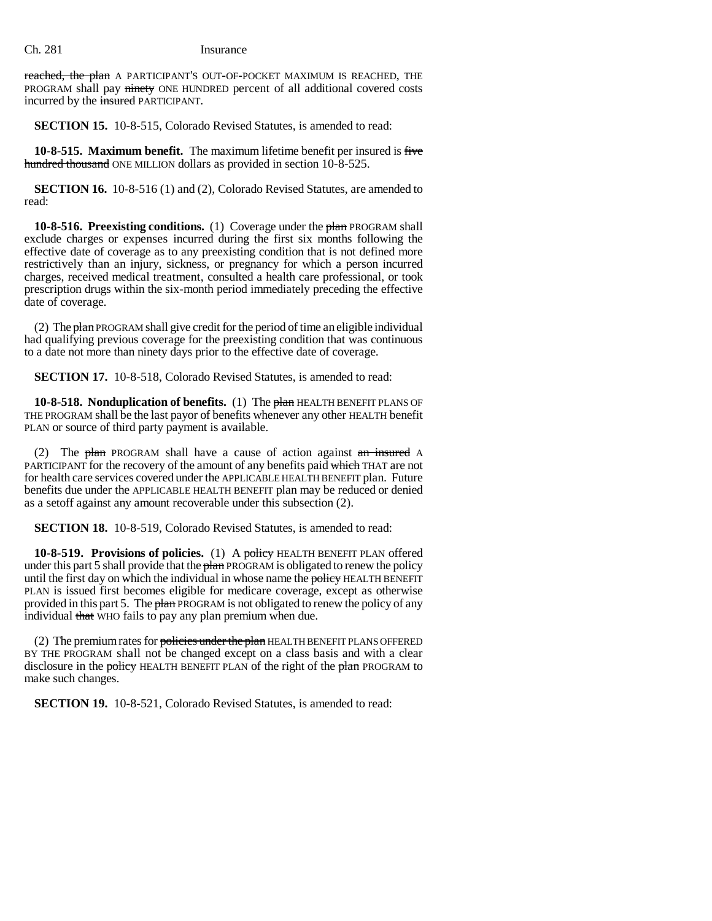reached, the plan A PARTICIPANT'S OUT-OF-POCKET MAXIMUM IS REACHED, THE PROGRAM shall pay ninety ONE HUNDRED percent of all additional covered costs incurred by the insured PARTICIPANT.

**SECTION 15.** 10-8-515, Colorado Revised Statutes, is amended to read:

**10-8-515. Maximum benefit.** The maximum lifetime benefit per insured is five hundred thousand ONE MILLION dollars as provided in section 10-8-525.

**SECTION 16.** 10-8-516 (1) and (2), Colorado Revised Statutes, are amended to read:

**10-8-516. Preexisting conditions.** (1) Coverage under the plan PROGRAM shall exclude charges or expenses incurred during the first six months following the effective date of coverage as to any preexisting condition that is not defined more restrictively than an injury, sickness, or pregnancy for which a person incurred charges, received medical treatment, consulted a health care professional, or took prescription drugs within the six-month period immediately preceding the effective date of coverage.

(2) The plan PROGRAM shall give credit for the period of time an eligible individual had qualifying previous coverage for the preexisting condition that was continuous to a date not more than ninety days prior to the effective date of coverage.

**SECTION 17.** 10-8-518, Colorado Revised Statutes, is amended to read:

**10-8-518. Nonduplication of benefits.** (1) The plan HEALTH BENEFIT PLANS OF THE PROGRAM shall be the last payor of benefits whenever any other HEALTH benefit PLAN or source of third party payment is available.

(2) The plan PROGRAM shall have a cause of action against an insured A PARTICIPANT for the recovery of the amount of any benefits paid which THAT are not for health care services covered under the APPLICABLE HEALTH BENEFIT plan. Future benefits due under the APPLICABLE HEALTH BENEFIT plan may be reduced or denied as a setoff against any amount recoverable under this subsection (2).

**SECTION 18.** 10-8-519, Colorado Revised Statutes, is amended to read:

**10-8-519. Provisions of policies.** (1) A policy HEALTH BENEFIT PLAN offered under this part 5 shall provide that the plan PROGRAM is obligated to renew the policy until the first day on which the individual in whose name the policy HEALTH BENEFIT PLAN is issued first becomes eligible for medicare coverage, except as otherwise provided in this part 5. The plan PROGRAM is not obligated to renew the policy of any individual that WHO fails to pay any plan premium when due.

(2) The premium rates for policies under the plan HEALTH BENEFIT PLANS OFFERED BY THE PROGRAM shall not be changed except on a class basis and with a clear disclosure in the policy HEALTH BENEFIT PLAN of the right of the plan PROGRAM to make such changes.

**SECTION 19.** 10-8-521, Colorado Revised Statutes, is amended to read: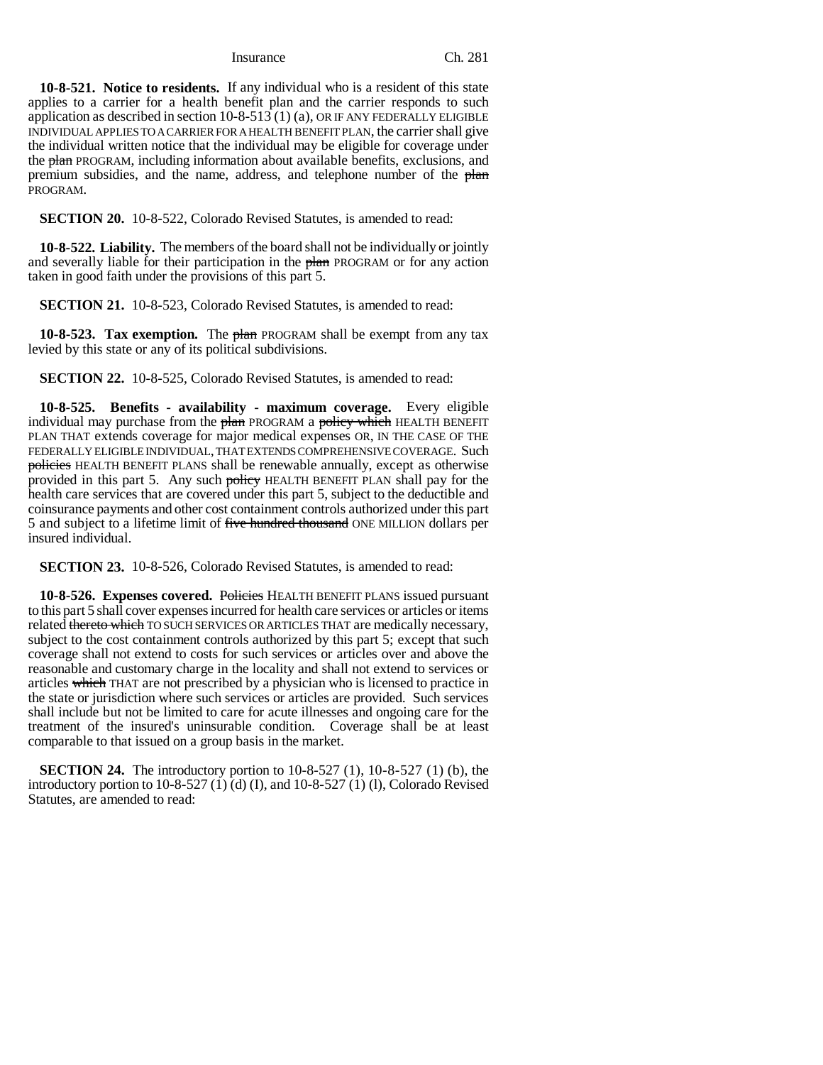**10-8-521. Notice to residents.** If any individual who is a resident of this state applies to a carrier for a health benefit plan and the carrier responds to such application as described in section 10-8-513 (1) (a), OR IF ANY FEDERALLY ELIGIBLE INDIVIDUAL APPLIES TO A CARRIER FOR A HEALTH BENEFIT PLAN, the carrier shall give the individual written notice that the individual may be eligible for coverage under the ~~plan~~ PROGRAM, including information about available benefits, exclusions, and premium subsidies, and the name, address, and telephone number of the ~~plan~~ PROGRAM.

**SECTION 20.** 10-8-522, Colorado Revised Statutes, is amended to read:

**10-8-522. Liability.** The members of the board shall not be individually or jointly and severally liable for their participation in the ~~plan~~ PROGRAM or for any action taken in good faith under the provisions of this part 5.

**SECTION 21.** 10-8-523, Colorado Revised Statutes, is amended to read:

**10-8-523. Tax exemption.** The ~~plan~~ PROGRAM shall be exempt from any tax levied by this state or any of its political subdivisions.

**SECTION 22.** 10-8-525, Colorado Revised Statutes, is amended to read:

**10-8-525. Benefits - availability - maximum coverage.** Every eligible individual may purchase from the ~~plan~~ PROGRAM a ~~policy which~~ HEALTH BENEFIT PLAN THAT extends coverage for major medical expenses OR, IN THE CASE OF THE FEDERALLY ELIGIBLE INDIVIDUAL, THAT EXTENDS COMPREHENSIVE COVERAGE. Such ~~policies~~ HEALTH BENEFIT PLANS shall be renewable annually, except as otherwise provided in this part 5. Any such ~~policy~~ HEALTH BENEFIT PLAN shall pay for the health care services that are covered under this part 5, subject to the deductible and coinsurance payments and other cost containment controls authorized under this part 5 and subject to a lifetime limit of ~~five hundred thousand~~ ONE MILLION dollars per insured individual.

**SECTION 23.** 10-8-526, Colorado Revised Statutes, is amended to read:

**10-8-526. Expenses covered.** ~~Policies~~ HEALTH BENEFIT PLANS issued pursuant to this part 5 shall cover expenses incurred for health care services or articles or items related ~~thereto which~~ TO SUCH SERVICES OR ARTICLES THAT are medically necessary, subject to the cost containment controls authorized by this part 5; except that such coverage shall not extend to costs for such services or articles over and above the reasonable and customary charge in the locality and shall not extend to services or articles ~~which~~ THAT are not prescribed by a physician who is licensed to practice in the state or jurisdiction where such services or articles are provided. Such services shall include but not be limited to care for acute illnesses and ongoing care for the treatment of the insured's uninsurable condition. Coverage shall be at least comparable to that issued on a group basis in the market.

**SECTION 24.** The introductory portion to 10-8-527 (1), 10-8-527 (1) (b), the introductory portion to 10-8-527 (1) (d) (I), and 10-8-527 (1) (l), Colorado Revised Statutes, are amended to read: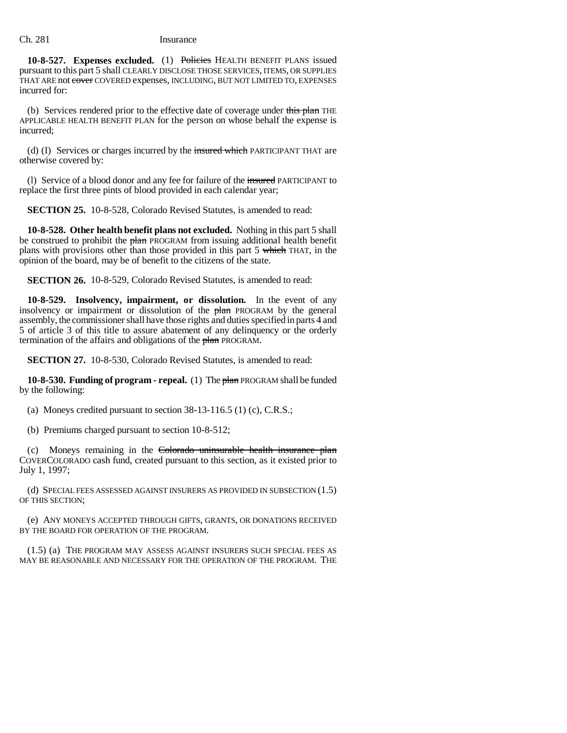**10-8-527. Expenses excluded.** (1) ~~Policies~~ HEALTH BENEFIT PLANS issued pursuant to this part 5 shall CLEARLY DISCLOSE THOSE SERVICES, ITEMS, OR SUPPLIES THAT ARE not ~~cover~~ COVERED expenses, INCLUDING, BUT NOT LIMITED TO, EXPENSES incurred for:

(b) Services rendered prior to the effective date of coverage under ~~this plan~~ THE APPLICABLE HEALTH BENEFIT PLAN for the person on whose behalf the expense is incurred;

(d) (I) Services or charges incurred by the ~~insured which~~ PARTICIPANT THAT are otherwise covered by:

(l) Service of a blood donor and any fee for failure of the ~~insured~~ PARTICIPANT to replace the first three pints of blood provided in each calendar year;

**SECTION 25.** 10-8-528, Colorado Revised Statutes, is amended to read:

**10-8-528. Other health benefit plans not excluded.** Nothing in this part 5 shall be construed to prohibit the ~~plan~~ PROGRAM from issuing additional health benefit plans with provisions other than those provided in this part 5 ~~which~~ THAT, in the opinion of the board, may be of benefit to the citizens of the state.

**SECTION 26.** 10-8-529, Colorado Revised Statutes, is amended to read:

**10-8-529. Insolvency, impairment, or dissolution.** In the event of any insolvency or impairment or dissolution of the ~~plan~~ PROGRAM by the general assembly, the commissioner shall have those rights and duties specified in parts 4 and 5 of article 3 of this title to assure abatement of any delinquency or the orderly termination of the affairs and obligations of the ~~plan~~ PROGRAM.

**SECTION 27.** 10-8-530, Colorado Revised Statutes, is amended to read:

**10-8-530. Funding of program - repeal.** (1) The ~~plan~~ PROGRAM shall be funded by the following:

(a) Moneys credited pursuant to section 38-13-116.5 (1) (c), C.R.S.;

(b) Premiums charged pursuant to section 10-8-512;

(c) Moneys remaining in the ~~Colorado uninsurable health insurance plan~~ COVERCOLORADO cash fund, created pursuant to this section, as it existed prior to July 1, 1997;

(d) SPECIAL FEES ASSESSED AGAINST INSURERS AS PROVIDED IN SUBSECTION (1.5) OF THIS SECTION;

(e) ANY MONEYS ACCEPTED THROUGH GIFTS, GRANTS, OR DONATIONS RECEIVED BY THE BOARD FOR OPERATION OF THE PROGRAM.

(1.5) (a) THE PROGRAM MAY ASSESS AGAINST INSURERS SUCH SPECIAL FEES AS MAY BE REASONABLE AND NECESSARY FOR THE OPERATION OF THE PROGRAM. THE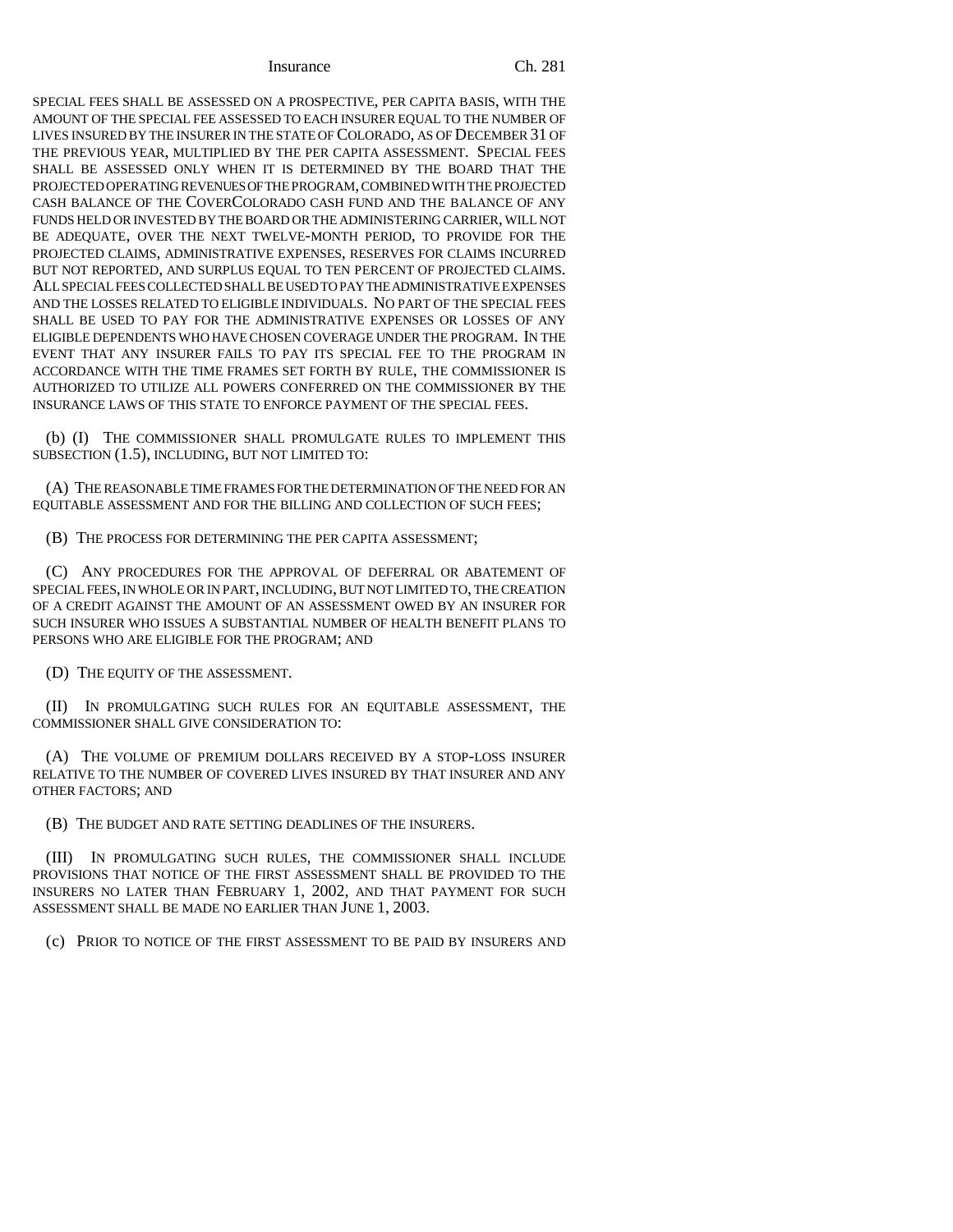SPECIAL FEES SHALL BE ASSESSED ON A PROSPECTIVE, PER CAPITA BASIS, WITH THE AMOUNT OF THE SPECIAL FEE ASSESSED TO EACH INSURER EQUAL TO THE NUMBER OF LIVES INSURED BY THE INSURER IN THE STATE OF COLORADO, AS OF DECEMBER 31 OF THE PREVIOUS YEAR, MULTIPLIED BY THE PER CAPITA ASSESSMENT. SPECIAL FEES SHALL BE ASSESSED ONLY WHEN IT IS DETERMINED BY THE BOARD THAT THE PROJECTED OPERATING REVENUES OF THE PROGRAM, COMBINED WITH THE PROJECTED CASH BALANCE OF THE COVERCOLORADO CASH FUND AND THE BALANCE OF ANY FUNDS HELD OR INVESTED BY THE BOARD OR THE ADMINISTERING CARRIER, WILL NOT BE ADEQUATE, OVER THE NEXT TWELVE-MONTH PERIOD, TO PROVIDE FOR THE PROJECTED CLAIMS, ADMINISTRATIVE EXPENSES, RESERVES FOR CLAIMS INCURRED BUT NOT REPORTED, AND SURPLUS EQUAL TO TEN PERCENT OF PROJECTED CLAIMS. ALL SPECIAL FEES COLLECTED SHALL BE USED TO PAY THE ADMINISTRATIVE EXPENSES AND THE LOSSES RELATED TO ELIGIBLE INDIVIDUALS. NO PART OF THE SPECIAL FEES SHALL BE USED TO PAY FOR THE ADMINISTRATIVE EXPENSES OR LOSSES OF ANY ELIGIBLE DEPENDENTS WHO HAVE CHOSEN COVERAGE UNDER THE PROGRAM. IN THE EVENT THAT ANY INSURER FAILS TO PAY ITS SPECIAL FEE TO THE PROGRAM IN ACCORDANCE WITH THE TIME FRAMES SET FORTH BY RULE, THE COMMISSIONER IS AUTHORIZED TO UTILIZE ALL POWERS CONFERRED ON THE COMMISSIONER BY THE INSURANCE LAWS OF THIS STATE TO ENFORCE PAYMENT OF THE SPECIAL FEES.

(b) (I) THE COMMISSIONER SHALL PROMULGATE RULES TO IMPLEMENT THIS SUBSECTION (1.5), INCLUDING, BUT NOT LIMITED TO:

(A) THE REASONABLE TIME FRAMES FOR THE DETERMINATION OF THE NEED FOR AN EQUITABLE ASSESSMENT AND FOR THE BILLING AND COLLECTION OF SUCH FEES;

(B) THE PROCESS FOR DETERMINING THE PER CAPITA ASSESSMENT;

(C) ANY PROCEDURES FOR THE APPROVAL OF DEFERRAL OR ABATEMENT OF SPECIAL FEES, IN WHOLE OR IN PART, INCLUDING, BUT NOT LIMITED TO, THE CREATION OF A CREDIT AGAINST THE AMOUNT OF AN ASSESSMENT OWED BY AN INSURER FOR SUCH INSURER WHO ISSUES A SUBSTANTIAL NUMBER OF HEALTH BENEFIT PLANS TO PERSONS WHO ARE ELIGIBLE FOR THE PROGRAM; AND

(D) THE EQUITY OF THE ASSESSMENT.

(II) IN PROMULGATING SUCH RULES FOR AN EQUITABLE ASSESSMENT, THE COMMISSIONER SHALL GIVE CONSIDERATION TO:

(A) THE VOLUME OF PREMIUM DOLLARS RECEIVED BY A STOP-LOSS INSURER RELATIVE TO THE NUMBER OF COVERED LIVES INSURED BY THAT INSURER AND ANY OTHER FACTORS; AND

(B) THE BUDGET AND RATE SETTING DEADLINES OF THE INSURERS.

(III) IN PROMULGATING SUCH RULES, THE COMMISSIONER SHALL INCLUDE PROVISIONS THAT NOTICE OF THE FIRST ASSESSMENT SHALL BE PROVIDED TO THE INSURERS NO LATER THAN FEBRUARY 1, 2002, AND THAT PAYMENT FOR SUCH ASSESSMENT SHALL BE MADE NO EARLIER THAN JUNE 1, 2003.

(c) PRIOR TO NOTICE OF THE FIRST ASSESSMENT TO BE PAID BY INSURERS AND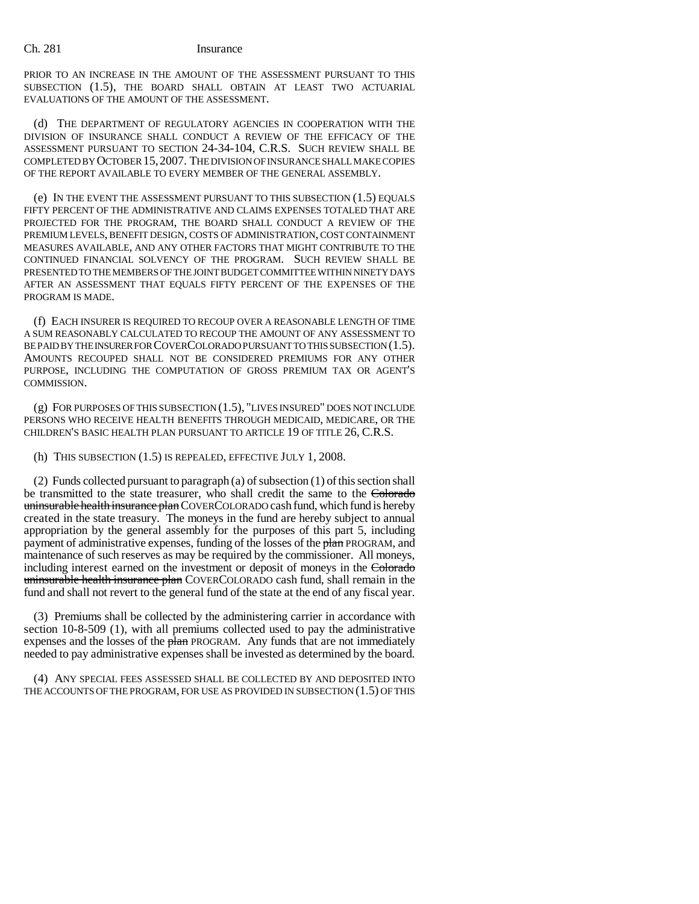PRIOR TO AN INCREASE IN THE AMOUNT OF THE ASSESSMENT PURSUANT TO THIS SUBSECTION (1.5), THE BOARD SHALL OBTAIN AT LEAST TWO ACTUARIAL EVALUATIONS OF THE AMOUNT OF THE ASSESSMENT.

(d) THE DEPARTMENT OF REGULATORY AGENCIES IN COOPERATION WITH THE DIVISION OF INSURANCE SHALL CONDUCT A REVIEW OF THE EFFICACY OF THE ASSESSMENT PURSUANT TO SECTION 24-34-104, C.R.S. SUCH REVIEW SHALL BE COMPLETED BY OCTOBER 15, 2007. THE DIVISION OF INSURANCE SHALL MAKE COPIES OF THE REPORT AVAILABLE TO EVERY MEMBER OF THE GENERAL ASSEMBLY.

(e) IN THE EVENT THE ASSESSMENT PURSUANT TO THIS SUBSECTION (1.5) EQUALS FIFTY PERCENT OF THE ADMINISTRATIVE AND CLAIMS EXPENSES TOTALED THAT ARE PROJECTED FOR THE PROGRAM, THE BOARD SHALL CONDUCT A REVIEW OF THE PREMIUM LEVELS, BENEFIT DESIGN, COSTS OF ADMINISTRATION, COST CONTAINMENT MEASURES AVAILABLE, AND ANY OTHER FACTORS THAT MIGHT CONTRIBUTE TO THE CONTINUED FINANCIAL SOLVENCY OF THE PROGRAM. SUCH REVIEW SHALL BE PRESENTED TO THE MEMBERS OF THE JOINT BUDGET COMMITTEE WITHIN NINETY DAYS AFTER AN ASSESSMENT THAT EQUALS FIFTY PERCENT OF THE EXPENSES OF THE PROGRAM IS MADE.

(f) EACH INSURER IS REQUIRED TO RECOUP OVER A REASONABLE LENGTH OF TIME A SUM REASONABLY CALCULATED TO RECOUP THE AMOUNT OF ANY ASSESSMENT TO BE PAID BY THE INSURER FOR COVERCOLORADO PURSUANT TO THIS SUBSECTION (1.5). AMOUNTS RECOUPED SHALL NOT BE CONSIDERED PREMIUMS FOR ANY OTHER PURPOSE, INCLUDING THE COMPUTATION OF GROSS PREMIUM TAX OR AGENT'S COMMISSION.

(g) FOR PURPOSES OF THIS SUBSECTION (1.5), "LIVES INSURED" DOES NOT INCLUDE PERSONS WHO RECEIVE HEALTH BENEFITS THROUGH MEDICAID, MEDICARE, OR THE CHILDREN'S BASIC HEALTH PLAN PURSUANT TO ARTICLE 19 OF TITLE 26, C.R.S.

(h) THIS SUBSECTION (1.5) IS REPEALED, EFFECTIVE JULY 1, 2008.

(2) Funds collected pursuant to paragraph (a) of subsection (1) of this section shall be transmitted to the state treasurer, who shall credit the same to the ~~Colorado uninsurable health insurance plan~~ COVERCOLORADO cash fund, which fund is hereby created in the state treasury. The moneys in the fund are hereby subject to annual appropriation by the general assembly for the purposes of this part 5, including payment of administrative expenses, funding of the losses of the ~~plan~~ PROGRAM, and maintenance of such reserves as may be required by the commissioner. All moneys, including interest earned on the investment or deposit of moneys in the ~~Colorado uninsurable health insurance plan~~ COVERCOLORADO cash fund, shall remain in the fund and shall not revert to the general fund of the state at the end of any fiscal year.

(3) Premiums shall be collected by the administering carrier in accordance with section 10-8-509 (1), with all premiums collected used to pay the administrative expenses and the losses of the ~~plan~~ PROGRAM. Any funds that are not immediately needed to pay administrative expenses shall be invested as determined by the board.

(4) ANY SPECIAL FEES ASSESSED SHALL BE COLLECTED BY AND DEPOSITED INTO THE ACCOUNTS OF THE PROGRAM, FOR USE AS PROVIDED IN SUBSECTION (1.5) OF THIS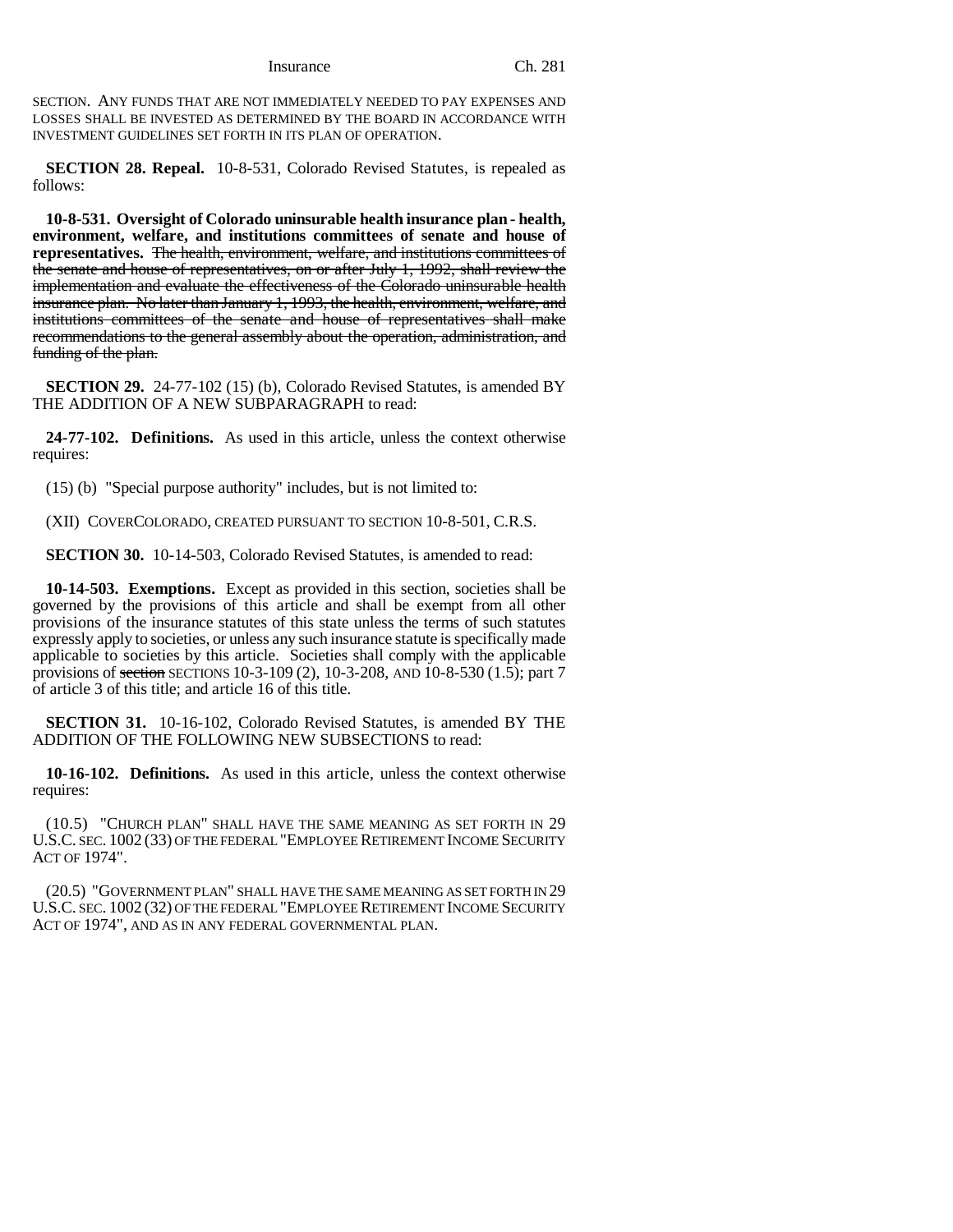SECTION. ANY FUNDS THAT ARE NOT IMMEDIATELY NEEDED TO PAY EXPENSES AND LOSSES SHALL BE INVESTED AS DETERMINED BY THE BOARD IN ACCORDANCE WITH INVESTMENT GUIDELINES SET FORTH IN ITS PLAN OF OPERATION.

**SECTION 28. Repeal.** 10-8-531, Colorado Revised Statutes, is repealed as follows:

**10-8-531. Oversight of Colorado uninsurable health insurance plan - health, environment, welfare, and institutions committees of senate and house of representatives.** ~~The health, environment, welfare, and institutions committees of the senate and house of representatives, on or after July 1, 1992, shall review the implementation and evaluate the effectiveness of the Colorado uninsurable health insurance plan. No later than January 1, 1993, the health, environment, welfare, and institutions committees of the senate and house of representatives shall make recommendations to the general assembly about the operation, administration, and funding of the plan.~~

**SECTION 29.** 24-77-102 (15) (b), Colorado Revised Statutes, is amended BY THE ADDITION OF A NEW SUBPARAGRAPH to read:

**24-77-102. Definitions.** As used in this article, unless the context otherwise requires:

(15) (b) "Special purpose authority" includes, but is not limited to:

(XII) COVERCOLORADO, CREATED PURSUANT TO SECTION 10-8-501, C.R.S.

**SECTION 30.** 10-14-503, Colorado Revised Statutes, is amended to read:

**10-14-503. Exemptions.** Except as provided in this section, societies shall be governed by the provisions of this article and shall be exempt from all other provisions of the insurance statutes of this state unless the terms of such statutes expressly apply to societies, or unless any such insurance statute is specifically made applicable to societies by this article. Societies shall comply with the applicable provisions of ~~section~~ SECTIONS 10-3-109 (2), 10-3-208, AND 10-8-530 (1.5); part 7 of article 3 of this title; and article 16 of this title.

**SECTION 31.** 10-16-102, Colorado Revised Statutes, is amended BY THE ADDITION OF THE FOLLOWING NEW SUBSECTIONS to read:

**10-16-102. Definitions.** As used in this article, unless the context otherwise requires:

(10.5) "CHURCH PLAN" SHALL HAVE THE SAME MEANING AS SET FORTH IN 29 U.S.C. SEC. 1002 (33) OF THE FEDERAL "EMPLOYEE RETIREMENT INCOME SECURITY ACT OF 1974".

(20.5) "GOVERNMENT PLAN" SHALL HAVE THE SAME MEANING AS SET FORTH IN 29 U.S.C. SEC. 1002 (32) OF THE FEDERAL "EMPLOYEE RETIREMENT INCOME SECURITY ACT OF 1974", AND AS IN ANY FEDERAL GOVERNMENTAL PLAN.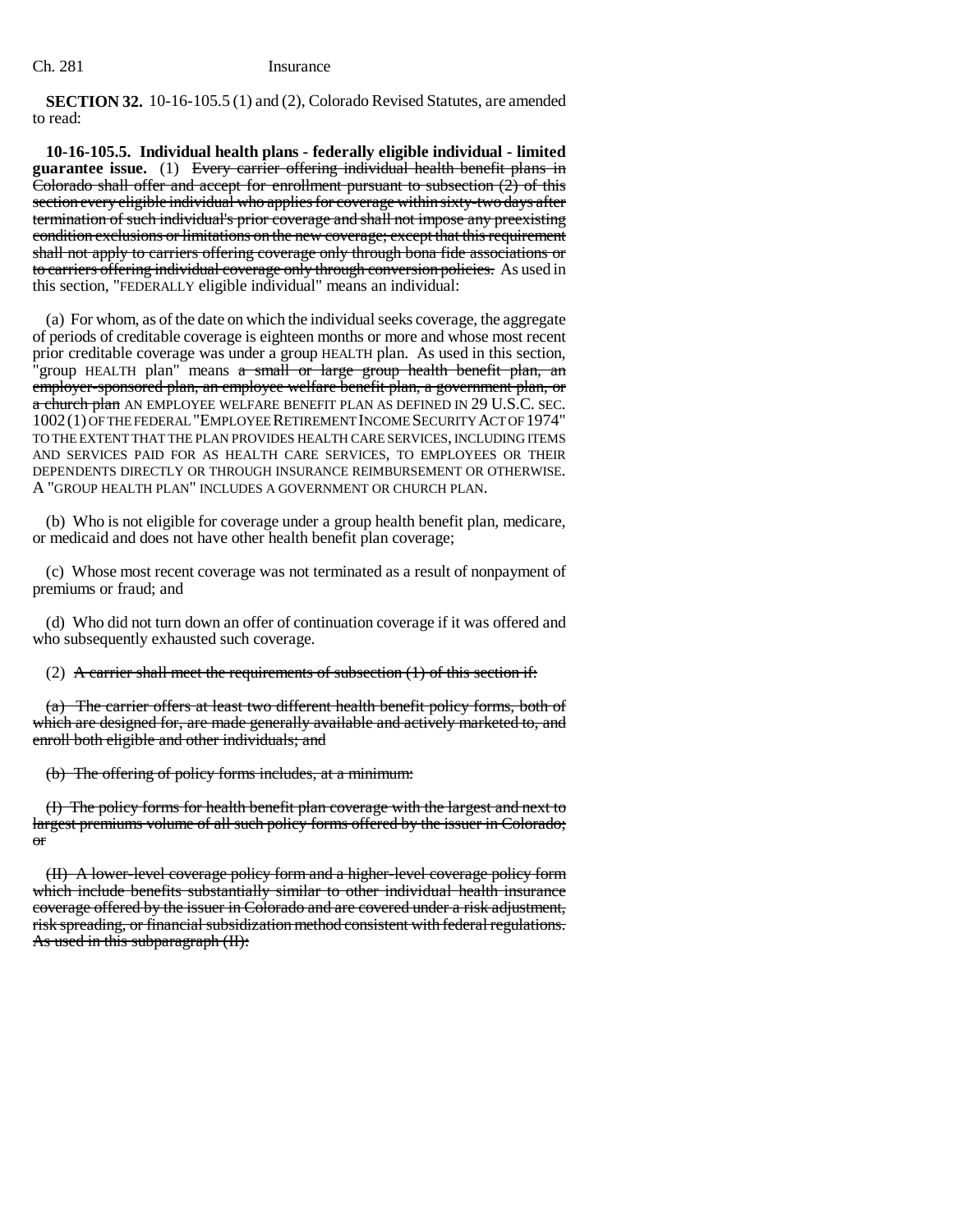**SECTION 32.** 10-16-105.5 (1) and (2), Colorado Revised Statutes, are amended to read:

**10-16-105.5. Individual health plans - federally eligible individual - limited guarantee issue.** (1) ~~Every carrier offering individual health benefit plans in Colorado shall offer and accept for enrollment pursuant to subsection (2) of this section every eligible individual who applies for coverage within sixty-two days after termination of such individual's prior coverage and shall not impose any preexisting condition exclusions or limitations on the new coverage; except that this requirement shall not apply to carriers offering coverage only through bona fide associations or to carriers offering individual coverage only through conversion policies.~~ As used in this section, "FEDERALLY eligible individual" means an individual:

(a) For whom, as of the date on which the individual seeks coverage, the aggregate of periods of creditable coverage is eighteen months or more and whose most recent prior creditable coverage was under a group HEALTH plan. As used in this section, "group HEALTH plan" means ~~a small or large group health benefit plan, an employer-sponsored plan, an employee welfare benefit plan, a government plan, or a church plan~~ AN EMPLOYEE WELFARE BENEFIT PLAN AS DEFINED IN 29 U.S.C. SEC. 1002 (1) OF THE FEDERAL "EMPLOYEE RETIREMENT INCOME SECURITY ACT OF 1974" TO THE EXTENT THAT THE PLAN PROVIDES HEALTH CARE SERVICES, INCLUDING ITEMS AND SERVICES PAID FOR AS HEALTH CARE SERVICES, TO EMPLOYEES OR THEIR DEPENDENTS DIRECTLY OR THROUGH INSURANCE REIMBURSEMENT OR OTHERWISE. A "GROUP HEALTH PLAN" INCLUDES A GOVERNMENT OR CHURCH PLAN.

(b) Who is not eligible for coverage under a group health benefit plan, medicare, or medicaid and does not have other health benefit plan coverage;

(c) Whose most recent coverage was not terminated as a result of nonpayment of premiums or fraud; and

(d) Who did not turn down an offer of continuation coverage if it was offered and who subsequently exhausted such coverage.

(2) ~~A carrier shall meet the requirements of subsection (1) of this section if:~~

~~(a) The carrier offers at least two different health benefit policy forms, both of which are designed for, are made generally available and actively marketed to, and enroll both eligible and other individuals; and~~

~~(b) The offering of policy forms includes, at a minimum:~~

~~(I) The policy forms for health benefit plan coverage with the largest and next to largest premiums volume of all such policy forms offered by the issuer in Colorado; or~~

~~(II) A lower-level coverage policy form and a higher-level coverage policy form which include benefits substantially similar to other individual health insurance coverage offered by the issuer in Colorado and are covered under a risk adjustment, risk spreading, or financial subsidization method consistent with federal regulations. As used in this subparagraph (II):~~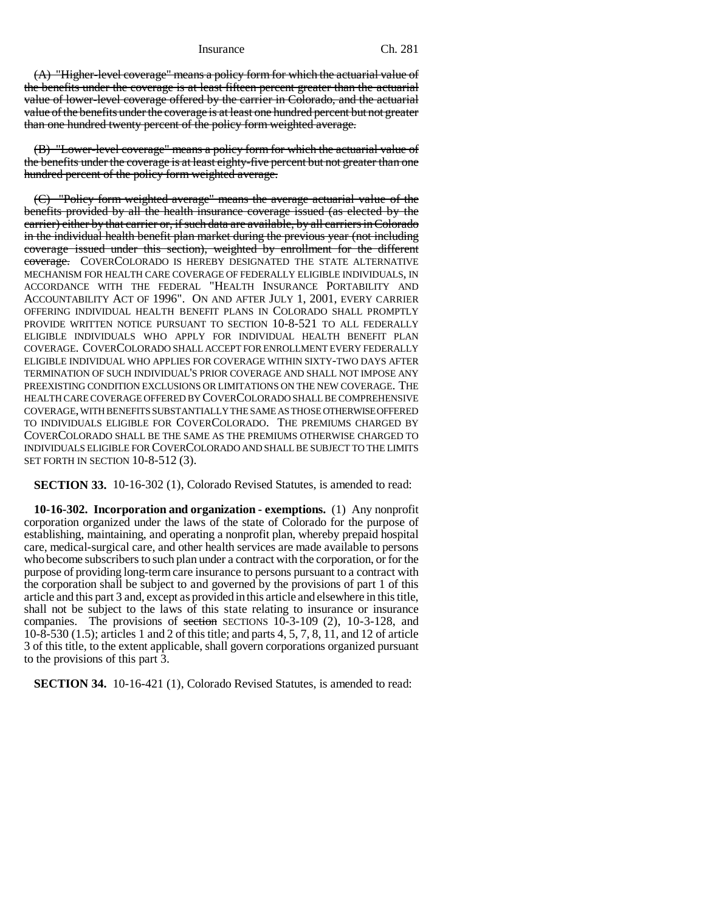(A) "Higher-level coverage" means a policy form for which the actuarial value of the benefits under the coverage is at least fifteen percent greater than the actuarial value of lower-level coverage offered by the carrier in Colorado, and the actuarial value of the benefits under the coverage is at least one hundred percent but not greater than one hundred twenty percent of the policy form weighted average.

(B) "Lower-level coverage" means a policy form for which the actuarial value of the benefits under the coverage is at least eighty-five percent but not greater than one hundred percent of the policy form weighted average.

(C) "Policy form weighted average" means the average actuarial value of the benefits provided by all the health insurance coverage issued (as elected by the carrier) either by that carrier or, if such data are available, by all carriers in Colorado in the individual health benefit plan market during the previous year (not including coverage issued under this section), weighted by enrollment for the different coverage. COVERCOLORADO IS HEREBY DESIGNATED THE STATE ALTERNATIVE MECHANISM FOR HEALTH CARE COVERAGE OF FEDERALLY ELIGIBLE INDIVIDUALS, IN ACCORDANCE WITH THE FEDERAL "HEALTH INSURANCE PORTABILITY AND ACCOUNTABILITY ACT OF 1996". ON AND AFTER JULY 1, 2001, EVERY CARRIER OFFERING INDIVIDUAL HEALTH BENEFIT PLANS IN COLORADO SHALL PROMPTLY PROVIDE WRITTEN NOTICE PURSUANT TO SECTION 10-8-521 TO ALL FEDERALLY ELIGIBLE INDIVIDUALS WHO APPLY FOR INDIVIDUAL HEALTH BENEFIT PLAN COVERAGE. COVERCOLORADO SHALL ACCEPT FOR ENROLLMENT EVERY FEDERALLY ELIGIBLE INDIVIDUAL WHO APPLIES FOR COVERAGE WITHIN SIXTY-TWO DAYS AFTER TERMINATION OF SUCH INDIVIDUAL'S PRIOR COVERAGE AND SHALL NOT IMPOSE ANY PREEXISTING CONDITION EXCLUSIONS OR LIMITATIONS ON THE NEW COVERAGE. THE HEALTH CARE COVERAGE OFFERED BY COVERCOLORADO SHALL BE COMPREHENSIVE COVERAGE, WITH BENEFITS SUBSTANTIALLY THE SAME AS THOSE OTHERWISE OFFERED TO INDIVIDUALS ELIGIBLE FOR COVERCOLORADO. THE PREMIUMS CHARGED BY COVERCOLORADO SHALL BE THE SAME AS THE PREMIUMS OTHERWISE CHARGED TO INDIVIDUALS ELIGIBLE FOR COVERCOLORADO AND SHALL BE SUBJECT TO THE LIMITS SET FORTH IN SECTION 10-8-512 (3).

**SECTION 33.** 10-16-302 (1), Colorado Revised Statutes, is amended to read:

**10-16-302. Incorporation and organization - exemptions.** (1) Any nonprofit corporation organized under the laws of the state of Colorado for the purpose of establishing, maintaining, and operating a nonprofit plan, whereby prepaid hospital care, medical-surgical care, and other health services are made available to persons who become subscribers to such plan under a contract with the corporation, or for the purpose of providing long-term care insurance to persons pursuant to a contract with the corporation shall be subject to and governed by the provisions of part 1 of this article and this part 3 and, except as provided in this article and elsewhere in this title, shall not be subject to the laws of this state relating to insurance or insurance companies. The provisions of section SECTIONS 10-3-109 (2), 10-3-128, and 10-8-530 (1.5); articles 1 and 2 of this title; and parts 4, 5, 7, 8, 11, and 12 of article 3 of this title, to the extent applicable, shall govern corporations organized pursuant to the provisions of this part 3.

**SECTION 34.** 10-16-421 (1), Colorado Revised Statutes, is amended to read: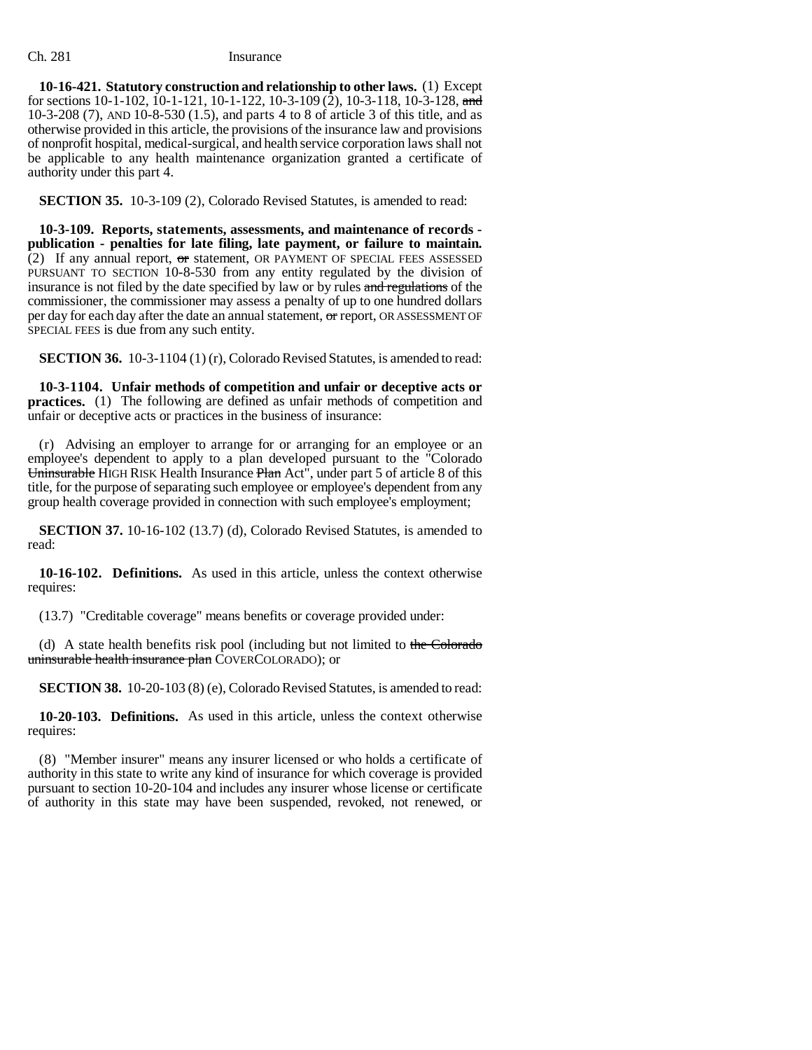**10-16-421. Statutory construction and relationship to other laws.** (1) Except for sections 10-1-102, 10-1-121, 10-1-122, 10-3-109 (2), 10-3-118, 10-3-128, ~~and~~ 10-3-208 (7), AND 10-8-530 (1.5), and parts 4 to 8 of article 3 of this title, and as otherwise provided in this article, the provisions of the insurance law and provisions of nonprofit hospital, medical-surgical, and health service corporation laws shall not be applicable to any health maintenance organization granted a certificate of authority under this part 4.

**SECTION 35.** 10-3-109 (2), Colorado Revised Statutes, is amended to read:

**10-3-109. Reports, statements, assessments, and maintenance of records - publication - penalties for late filing, late payment, or failure to maintain.** (2) If any annual report, ~~or~~ statement, OR PAYMENT OF SPECIAL FEES ASSESSED PURSUANT TO SECTION 10-8-530 from any entity regulated by the division of insurance is not filed by the date specified by law or by rules ~~and regulations~~ of the commissioner, the commissioner may assess a penalty of up to one hundred dollars per day for each day after the date an annual statement, ~~or~~ report, OR ASSESSMENT OF SPECIAL FEES is due from any such entity.

**SECTION 36.** 10-3-1104 (1) (r), Colorado Revised Statutes, is amended to read:

**10-3-1104. Unfair methods of competition and unfair or deceptive acts or practices.** (1) The following are defined as unfair methods of competition and unfair or deceptive acts or practices in the business of insurance:

(r) Advising an employer to arrange for or arranging for an employee or an employee's dependent to apply to a plan developed pursuant to the "Colorado ~~Uninsurable~~ HIGH RISK Health Insurance ~~Plan~~ Act", under part 5 of article 8 of this title, for the purpose of separating such employee or employee's dependent from any group health coverage provided in connection with such employee's employment;

**SECTION 37.** 10-16-102 (13.7) (d), Colorado Revised Statutes, is amended to read:

**10-16-102. Definitions.** As used in this article, unless the context otherwise requires:

(13.7) "Creditable coverage" means benefits or coverage provided under:

(d) A state health benefits risk pool (including but not limited to ~~the Colorado uninsurable health insurance plan~~ COVERCOLORADO); or

**SECTION 38.** 10-20-103 (8) (e), Colorado Revised Statutes, is amended to read:

**10-20-103. Definitions.** As used in this article, unless the context otherwise requires:

(8) "Member insurer" means any insurer licensed or who holds a certificate of authority in this state to write any kind of insurance for which coverage is provided pursuant to section 10-20-104 and includes any insurer whose license or certificate of authority in this state may have been suspended, revoked, not renewed, or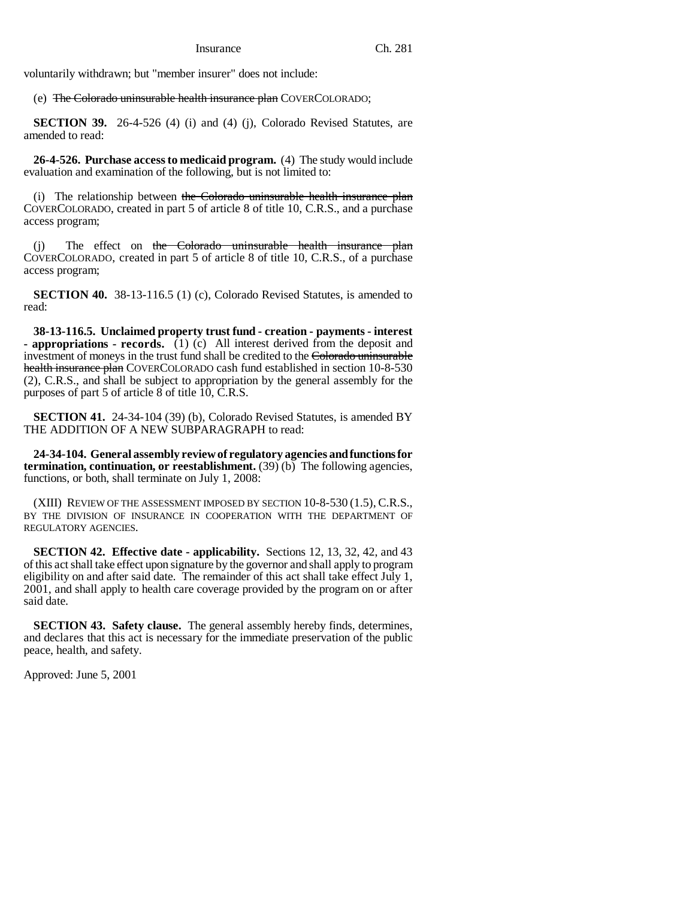voluntarily withdrawn; but "member insurer" does not include:

(e) ~~The Colorado uninsurable health insurance plan~~ COVERCOLORADO;

**SECTION 39.** 26-4-526 (4) (i) and (4) (j), Colorado Revised Statutes, are amended to read:

**26-4-526. Purchase access to medicaid program.** (4) The study would include evaluation and examination of the following, but is not limited to:

(i) The relationship between ~~the Colorado uninsurable health insurance plan~~ COVERCOLORADO, created in part 5 of article 8 of title 10, C.R.S., and a purchase access program;

(j) The effect on ~~the Colorado uninsurable health insurance plan~~ COVERCOLORADO, created in part 5 of article 8 of title 10, C.R.S., of a purchase access program;

**SECTION 40.** 38-13-116.5 (1) (c), Colorado Revised Statutes, is amended to read:

**38-13-116.5. Unclaimed property trust fund - creation - payments - interest - appropriations - records.** (1) (c) All interest derived from the deposit and investment of moneys in the trust fund shall be credited to the ~~Colorado uninsurable health insurance plan~~ COVERCOLORADO cash fund established in section 10-8-530 (2), C.R.S., and shall be subject to appropriation by the general assembly for the purposes of part 5 of article 8 of title 10, C.R.S.

**SECTION 41.** 24-34-104 (39) (b), Colorado Revised Statutes, is amended BY THE ADDITION OF A NEW SUBPARAGRAPH to read:

**24-34-104. General assembly review of regulatory agencies and functions for termination, continuation, or reestablishment.** (39) (b) The following agencies, functions, or both, shall terminate on July 1, 2008:

(XIII) REVIEW OF THE ASSESSMENT IMPOSED BY SECTION 10-8-530 (1.5), C.R.S., BY THE DIVISION OF INSURANCE IN COOPERATION WITH THE DEPARTMENT OF REGULATORY AGENCIES.

**SECTION 42. Effective date - applicability.** Sections 12, 13, 32, 42, and 43 of this act shall take effect upon signature by the governor and shall apply to program eligibility on and after said date. The remainder of this act shall take effect July 1, 2001, and shall apply to health care coverage provided by the program on or after said date.

**SECTION 43. Safety clause.** The general assembly hereby finds, determines, and declares that this act is necessary for the immediate preservation of the public peace, health, and safety.

Approved: June 5, 2001